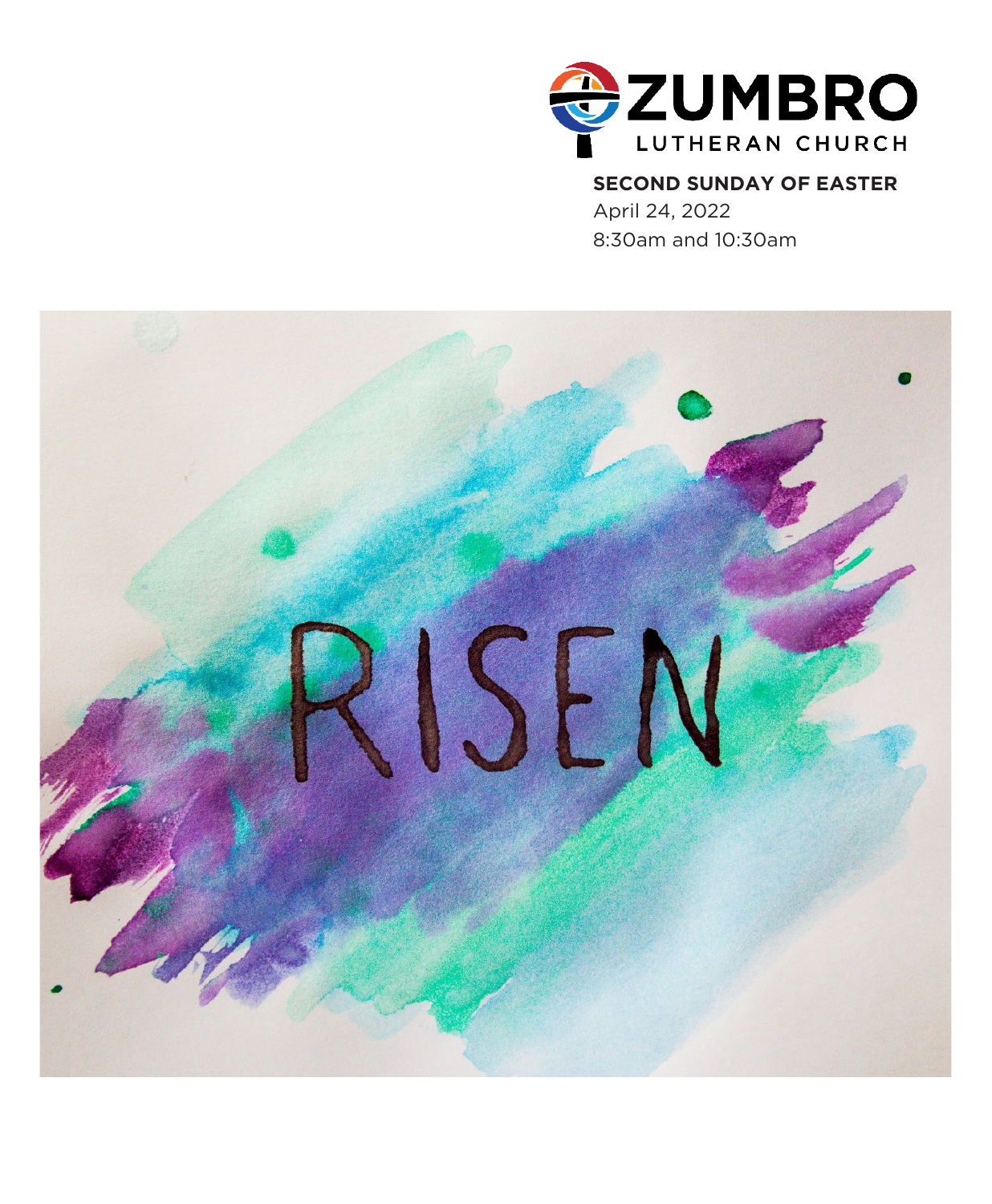ZUMBRO

LUTHERAN CHURCH

**SECOND SUNDAY OF EASTER**

April 24, 2022

8:30am and 10:30am

RISEN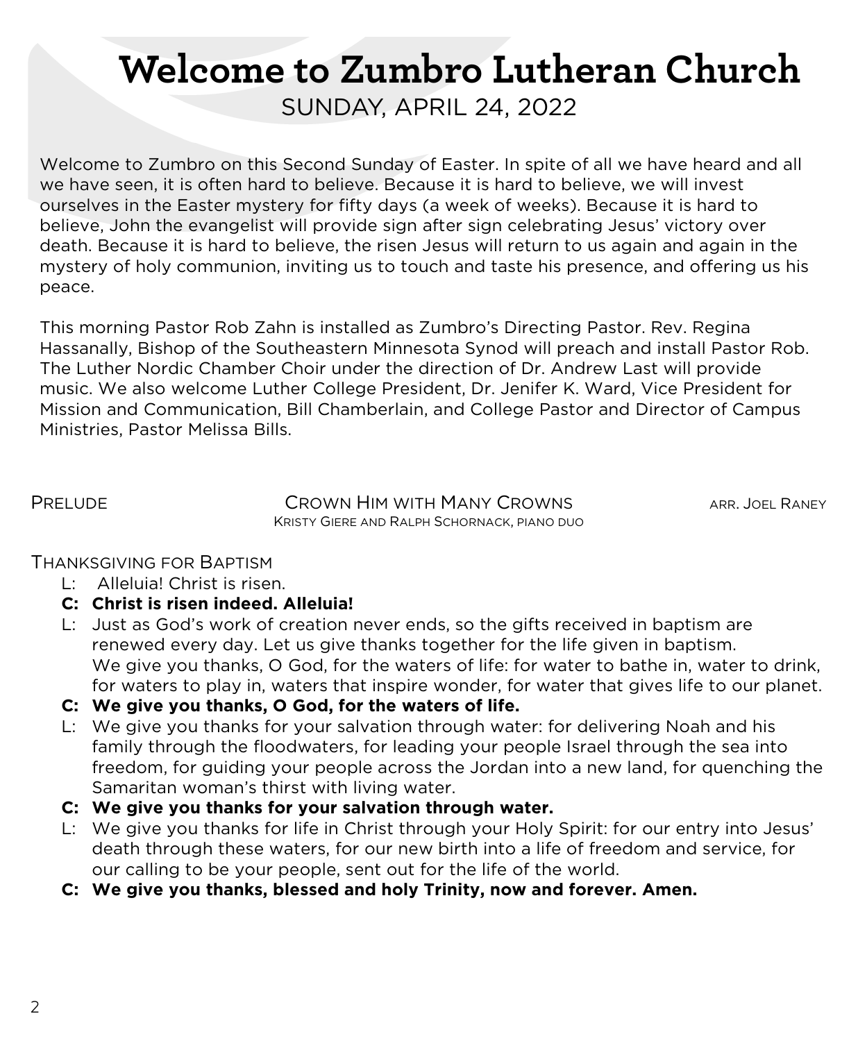# Welcome to Zumbro Lutheran Church

SUNDAY, APRIL 24, 2022

Welcome to Zumbro on this Second Sunday of Easter. In spite of all we have heard and all we have seen, it is often hard to believe. Because it is hard to believe, we will invest ourselves in the Easter mystery for fifty days (a week of weeks). Because it is hard to believe, John the evangelist will provide sign after sign celebrating Jesus' victory over death. Because it is hard to believe, the risen Jesus will return to us again and again in the mystery of holy communion, inviting us to touch and taste his presence, and offering us his peace.

This morning Pastor Rob Zahn is installed as Zumbro's Directing Pastor. Rev. Regina Hassanally, Bishop of the Southeastern Minnesota Synod will preach and install Pastor Rob. The Luther Nordic Chamber Choir under the direction of Dr. Andrew Last will provide music. We also welcome Luther College President, Dr. Jenifer K. Ward, Vice President for Mission and Communication, Bill Chamberlain, and College Pastor and Director of Campus Ministries, Pastor Melissa Bills.

PRELUDE — CROWN HIM WITH MANY CROWNS — ARR. JOEL RANEY
KRISTY GIERE AND RALPH SCHORNACK, PIANO DUO

THANKSGIVING FOR BAPTISM

L: Alleluia! Christ is risen.

**C: Christ is risen indeed. Alleluia!**

L: Just as God's work of creation never ends, so the gifts received in baptism are renewed every day. Let us give thanks together for the life given in baptism. We give you thanks, O God, for the waters of life: for water to bathe in, water to drink, for waters to play in, waters that inspire wonder, for water that gives life to our planet.

**C: We give you thanks, O God, for the waters of life.**

L: We give you thanks for your salvation through water: for delivering Noah and his family through the floodwaters, for leading your people Israel through the sea into freedom, for guiding your people across the Jordan into a new land, for quenching the Samaritan woman's thirst with living water.

**C: We give you thanks for your salvation through water.**

L: We give you thanks for life in Christ through your Holy Spirit: for our entry into Jesus' death through these waters, for our new birth into a life of freedom and service, for our calling to be your people, sent out for the life of the world.

**C: We give you thanks, blessed and holy Trinity, now and forever. Amen.**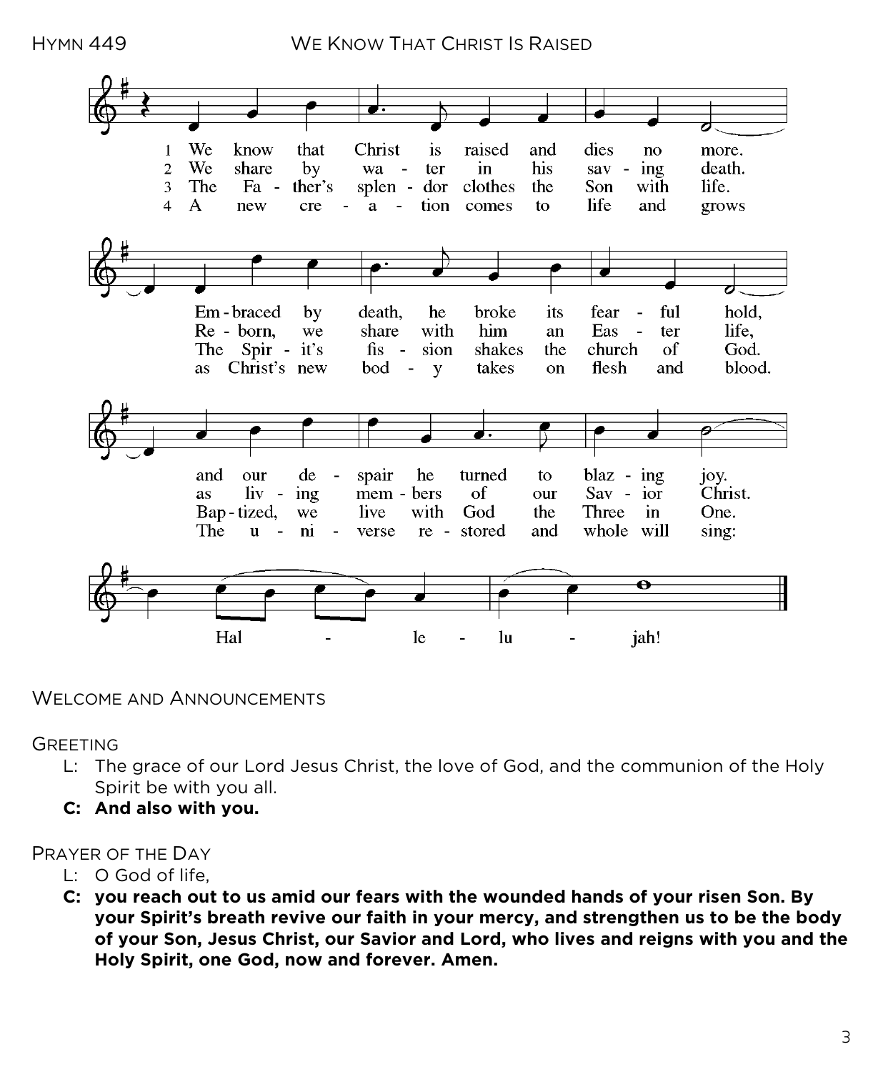Hymn 449 We Know That Christ Is Raised

1 We know that Christ is raised and dies no more. Embraced by death, he broke its fearful hold, and our despair he turned to blazing joy. Hallelujah!

2 We share by water in his saving death. Reborn, we share with him an Easter life, as living members of our Savior Christ. Hallelujah!

3 The Father's splendor clothes the Son with life. The Spirit's fission shakes the church of God. Baptized, we live with God the Three in One. Hallelujah!

4 A new creation comes to life and grows as Christ's new body takes on flesh and blood. The universe restored and whole will sing: Hallelujah!

## Welcome and Announcements

## Greeting

L: The grace of our Lord Jesus Christ, the love of God, and the communion of the Holy Spirit be with you all.

**C: And also with you.**

## Prayer of the Day

L: O God of life,

**C: you reach out to us amid our fears with the wounded hands of your risen Son. By your Spirit's breath revive our faith in your mercy, and strengthen us to be the body of your Son, Jesus Christ, our Savior and Lord, who lives and reigns with you and the Holy Spirit, one God, now and forever. Amen.**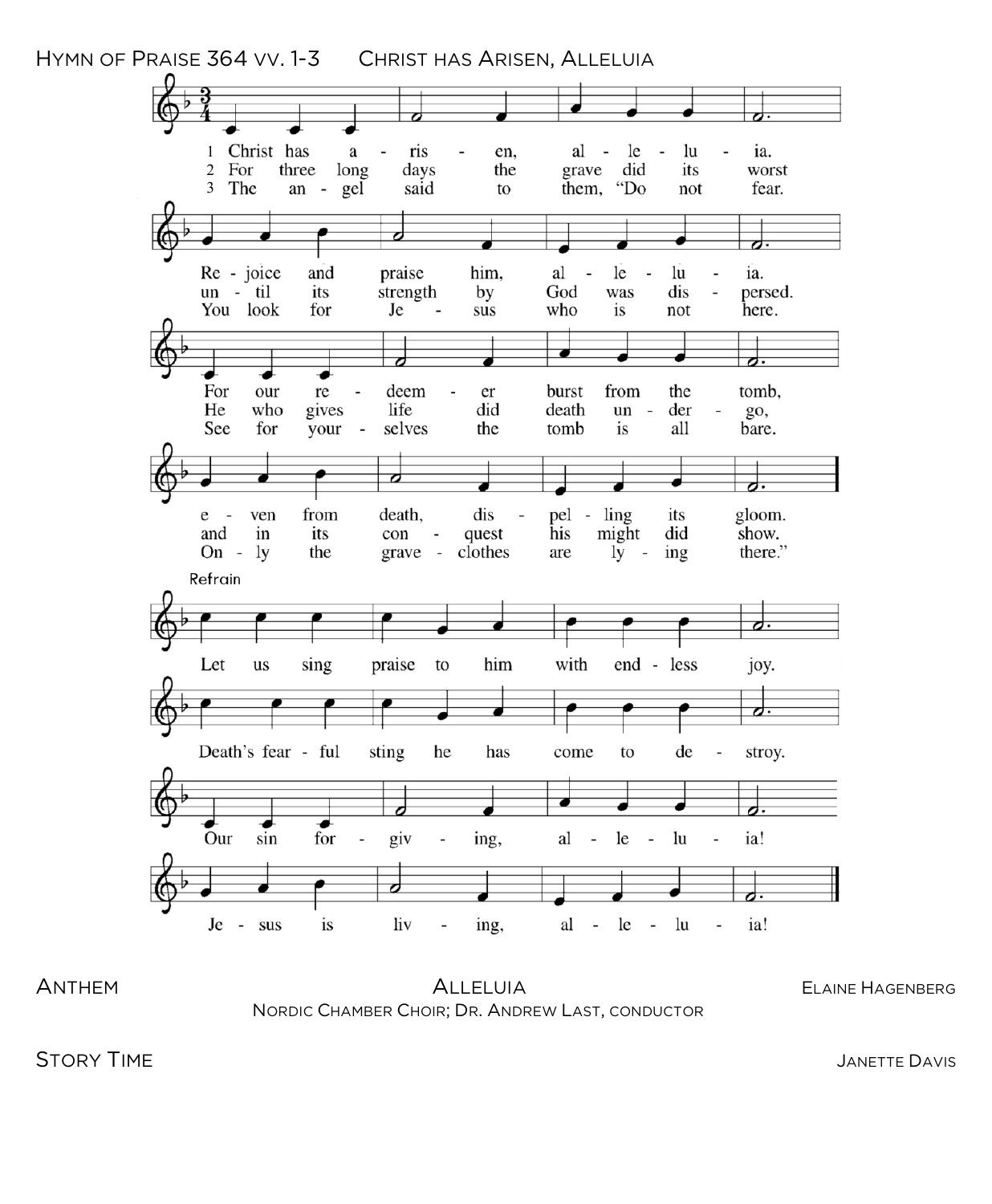HYMN OF PRAISE 364 VV. 1-3 CHRIST HAS ARISEN, ALLELUIA

1 Christ has a - ris - en, al - le - lu - ia.
Re - joice and praise him, al - le - lu - ia.
For our re - deem - er burst from the tomb,
e - ven from death, dis - pel - ling its gloom.

2 For three long days the grave did its worst
un - til its strength by God was dis - persed.
He who gives life did death un - der - go,
and in its con - quest his might did show.

3 The an - gel said to them, "Do not fear.
You look for Je - sus who is not here.
See for your - selves the tomb is all bare.
On - ly the grave - clothes are ly - ing there."

Refrain

Let us sing praise to him with end - less joy.
Death's fear - ful sting he has come to de - stroy.
Our sin for - giv - ing, al - le - lu - ia!
Je - sus is liv - ing, al - le - lu - ia!

ANTHEM ALLELUIA ELAINE HAGENBERG

NORDIC CHAMBER CHOIR; DR. ANDREW LAST, CONDUCTOR

STORY TIME JANETTE DAVIS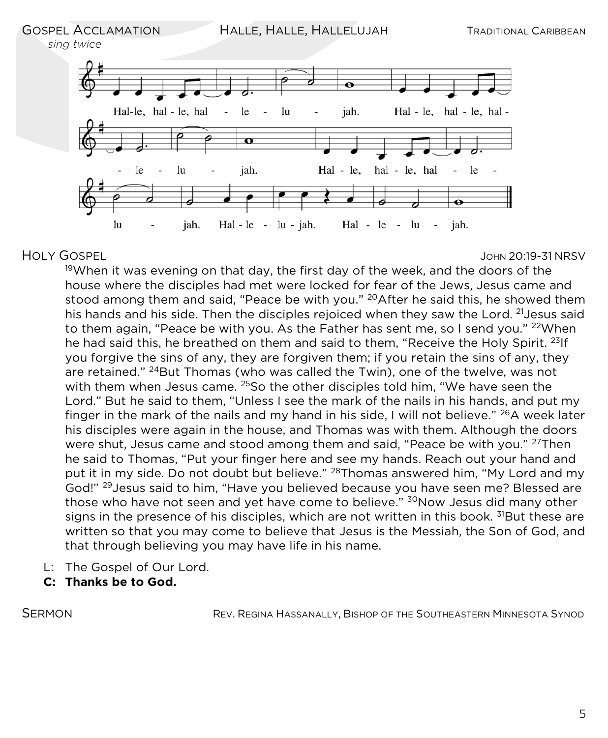Gospel Acclamation — Halle, Halle, Hallelujah — Traditional Caribbean

*sing twice*

Hal-le, hal-le, hal - le - lu - jah. Hal - le, hal - le, hal - le - lu - jah. Hal - le, hal - le, hal - le - lu - jah. Hal - le - lu - jah. Hal - le - lu - jah.

Holy Gospel — John 20:19-31 NRSV

[19]When it was evening on that day, the first day of the week, and the doors of the house where the disciples had met were locked for fear of the Jews, Jesus came and stood among them and said, "Peace be with you." [20]After he said this, he showed them his hands and his side. Then the disciples rejoiced when they saw the Lord. [21]Jesus said to them again, "Peace be with you. As the Father has sent me, so I send you." [22]When he had said this, he breathed on them and said to them, "Receive the Holy Spirit. [23]If you forgive the sins of any, they are forgiven them; if you retain the sins of any, they are retained." [24]But Thomas (who was called the Twin), one of the twelve, was not with them when Jesus came. [25]So the other disciples told him, "We have seen the Lord." But he said to them, "Unless I see the mark of the nails in his hands, and put my finger in the mark of the nails and my hand in his side, I will not believe." [26]A week later his disciples were again in the house, and Thomas was with them. Although the doors were shut, Jesus came and stood among them and said, "Peace be with you." [27]Then he said to Thomas, "Put your finger here and see my hands. Reach out your hand and put it in my side. Do not doubt but believe." [28]Thomas answered him, "My Lord and my God!" [29]Jesus said to him, "Have you believed because you have seen me? Blessed are those who have not seen and yet have come to believe." [30]Now Jesus did many other signs in the presence of his disciples, which are not written in this book. [31]But these are written so that you may come to believe that Jesus is the Messiah, the Son of God, and that through believing you may have life in his name.

L: The Gospel of Our Lord.

**C: Thanks be to God.**

Sermon — Rev. Regina Hassanally, Bishop of the Southeastern Minnesota Synod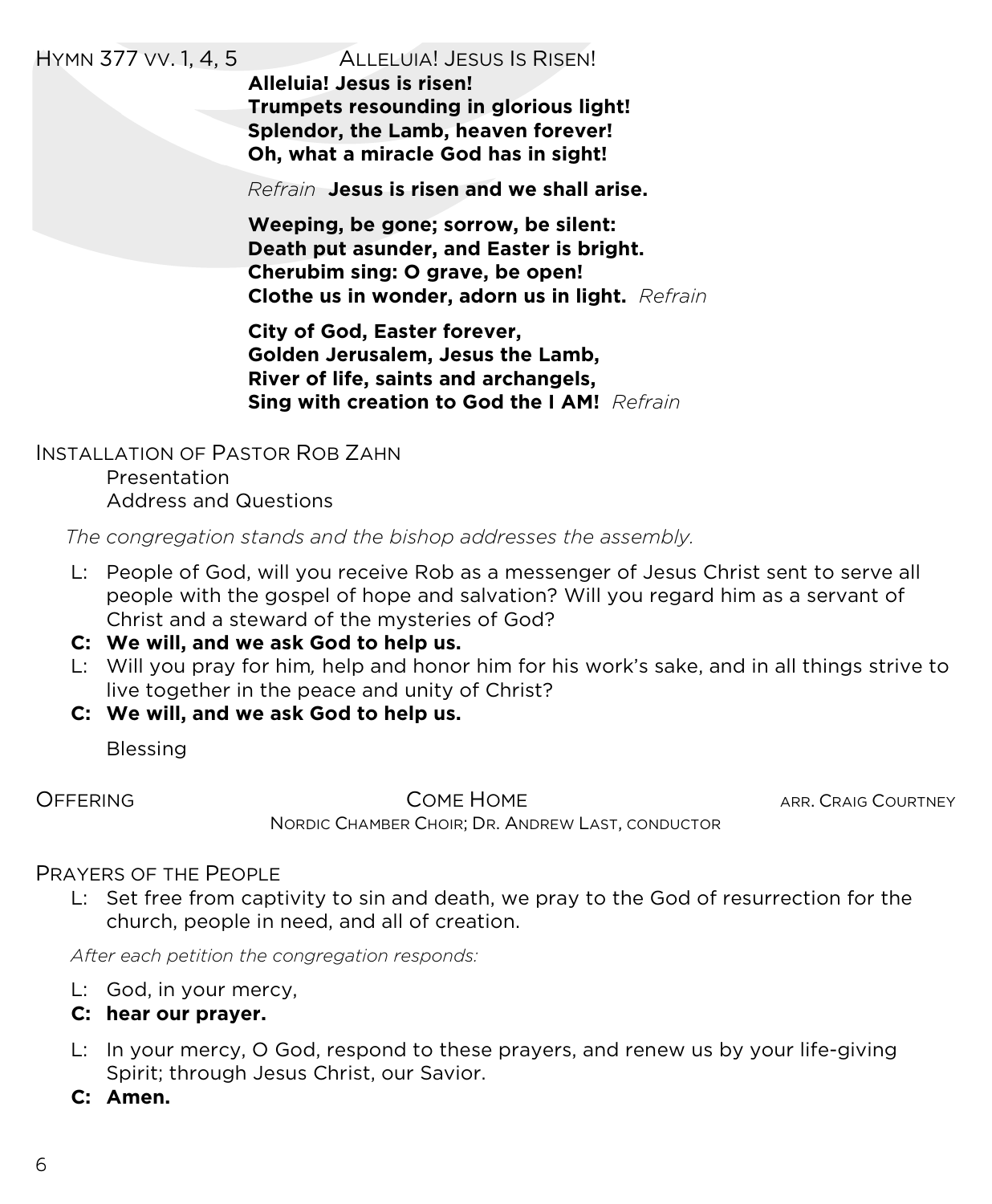HYMN 377 VV. 1, 4, 5 ALLELUIA! JESUS IS RISEN!

**Alleluia! Jesus is risen!**
**Trumpets resounding in glorious light!**
**Splendor, the Lamb, heaven forever!**
**Oh, what a miracle God has in sight!**

*Refrain* **Jesus is risen and we shall arise.**

**Weeping, be gone; sorrow, be silent:**
**Death put asunder, and Easter is bright.**
**Cherubim sing: O grave, be open!**
**Clothe us in wonder, adorn us in light.** *Refrain*

**City of God, Easter forever,**
**Golden Jerusalem, Jesus the Lamb,**
**River of life, saints and archangels,**
**Sing with creation to God the I AM!** *Refrain*

INSTALLATION OF PASTOR ROB ZAHN

Presentation
Address and Questions

*The congregation stands and the bishop addresses the assembly.*

L: People of God, will you receive Rob as a messenger of Jesus Christ sent to serve all people with the gospel of hope and salvation? Will you regard him as a servant of Christ and a steward of the mysteries of God?

**C: We will, and we ask God to help us.**

L: Will you pray for him, help and honor him for his work's sake, and in all things strive to live together in the peace and unity of Christ?

**C: We will, and we ask God to help us.**

Blessing

OFFERING COME HOME ARR. CRAIG COURTNEY
NORDIC CHAMBER CHOIR; DR. ANDREW LAST, CONDUCTOR

PRAYERS OF THE PEOPLE

L: Set free from captivity to sin and death, we pray to the God of resurrection for the church, people in need, and all of creation.

*After each petition the congregation responds:*

L: God, in your mercy,

**C: hear our prayer.**

L: In your mercy, O God, respond to these prayers, and renew us by your life-giving Spirit; through Jesus Christ, our Savior.

**C: Amen.**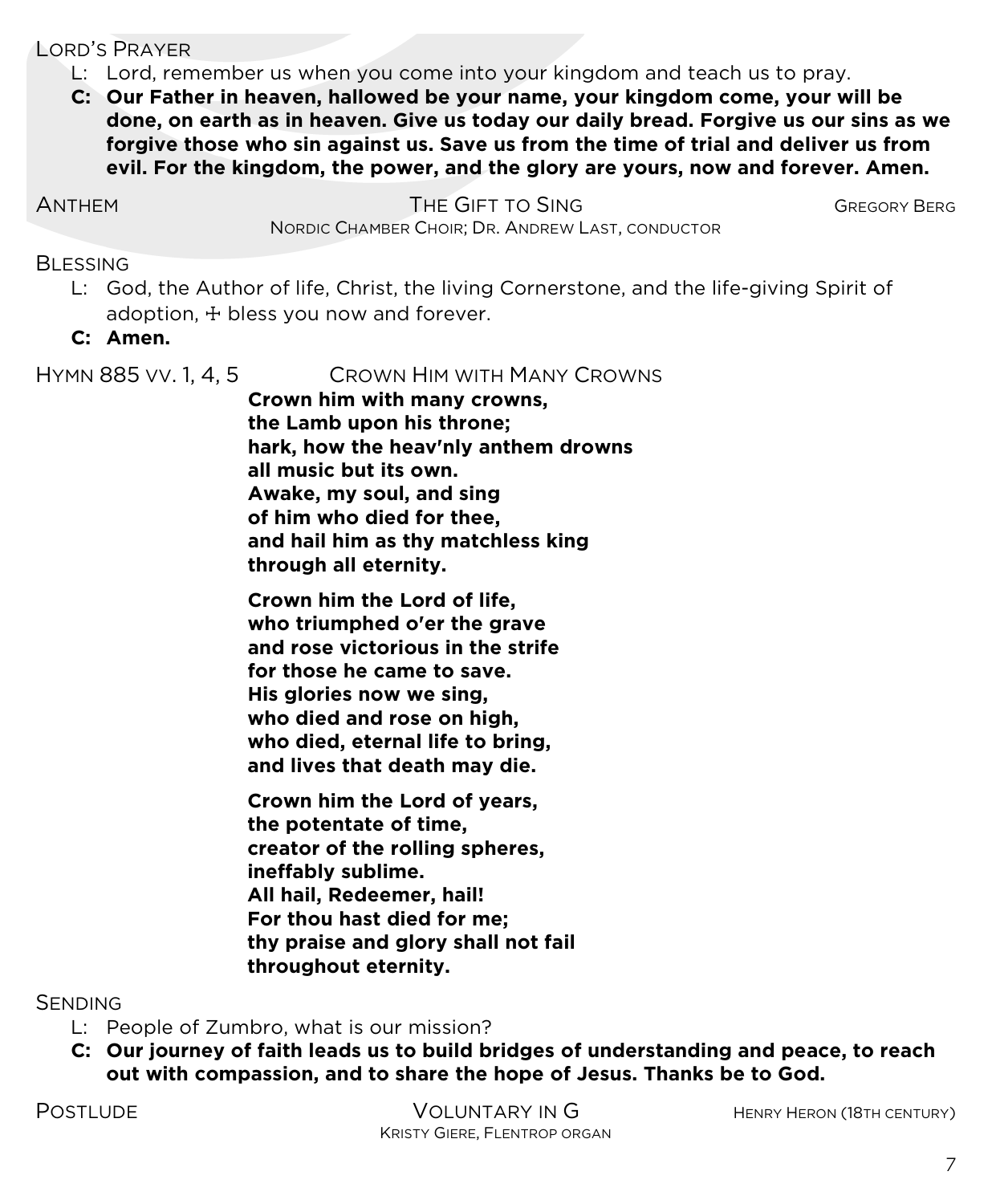Lord's Prayer

L: Lord, remember us when you come into your kingdom and teach us to pray.

**C: Our Father in heaven, hallowed be your name, your kingdom come, your will be done, on earth as in heaven. Give us today our daily bread. Forgive us our sins as we forgive those who sin against us. Save us from the time of trial and deliver us from evil. For the kingdom, the power, and the glory are yours, now and forever. Amen.**

Anthem — The Gift to Sing — Gregory Berg

Nordic Chamber Choir; Dr. Andrew Last, conductor

Blessing

L: God, the Author of life, Christ, the living Cornerstone, and the life-giving Spirit of adoption, ☩ bless you now and forever.

**C: Amen.**

Hymn 885 vv. 1, 4, 5 — Crown Him with Many Crowns

**Crown him with many crowns,
the Lamb upon his throne;
hark, how the heav'nly anthem drowns
all music but its own.
Awake, my soul, and sing
of him who died for thee,
and hail him as thy matchless king
through all eternity.**

**Crown him the Lord of life,
who triumphed o'er the grave
and rose victorious in the strife
for those he came to save.
His glories now we sing,
who died and rose on high,
who died, eternal life to bring,
and lives that death may die.**

**Crown him the Lord of years,
the potentate of time,
creator of the rolling spheres,
ineffably sublime.
All hail, Redeemer, hail!
For thou hast died for me;
thy praise and glory shall not fail
throughout eternity.**

Sending

L: People of Zumbro, what is our mission?

**C: Our journey of faith leads us to build bridges of understanding and peace, to reach out with compassion, and to share the hope of Jesus. Thanks be to God.**

Postlude — Voluntary in G — Henry Heron (18th century)

Kristy Giere, Flentrop organ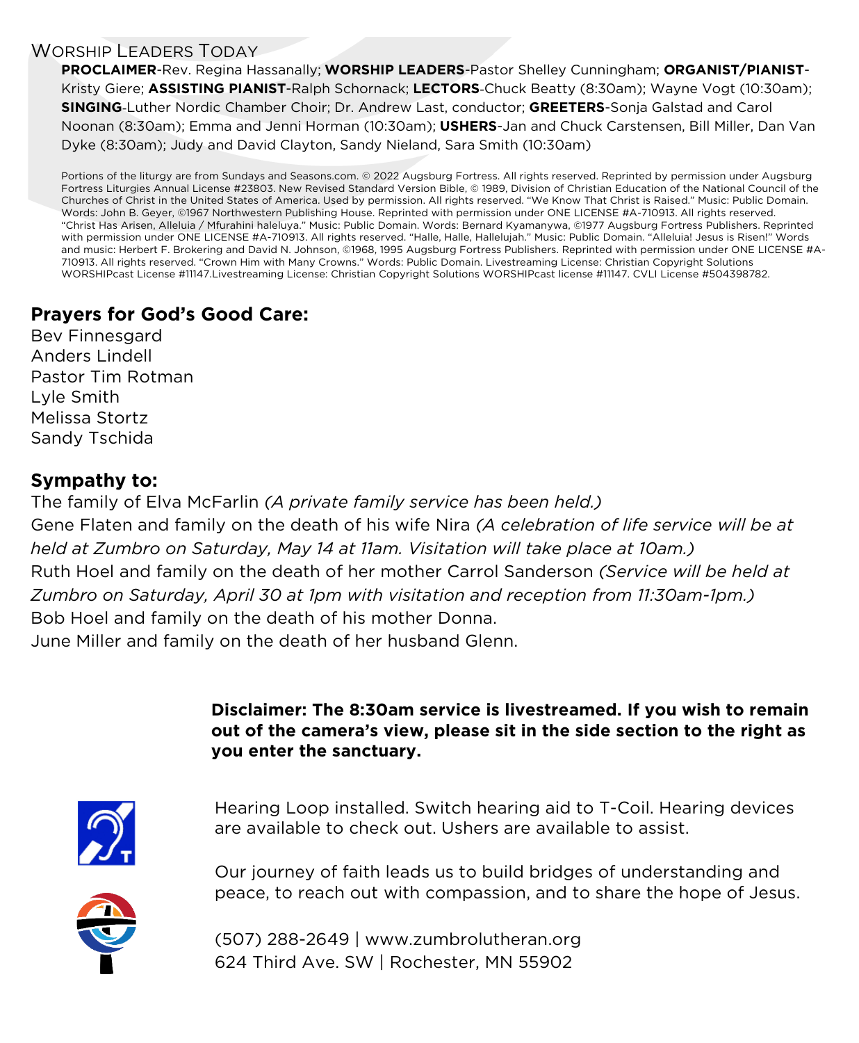## Worship Leaders Today

**PROCLAIMER**-Rev. Regina Hassanally; **WORSHIP LEADERS**-Pastor Shelley Cunningham; **ORGANIST/PIANIST**-Kristy Giere; **ASSISTING PIANIST**-Ralph Schornack; **LECTORS**-Chuck Beatty (8:30am); Wayne Vogt (10:30am); **SINGING**-Luther Nordic Chamber Choir; Dr. Andrew Last, conductor; **GREETERS**-Sonja Galstad and Carol Noonan (8:30am); Emma and Jenni Horman (10:30am); **USHERS**-Jan and Chuck Carstensen, Bill Miller, Dan Van Dyke (8:30am); Judy and David Clayton, Sandy Nieland, Sara Smith (10:30am)

Portions of the liturgy are from Sundays and Seasons.com. © 2022 Augsburg Fortress. All rights reserved. Reprinted by permission under Augsburg Fortress Liturgies Annual License #23803. New Revised Standard Version Bible, © 1989, Division of Christian Education of the National Council of the Churches of Christ in the United States of America. Used by permission. All rights reserved. "We Know That Christ is Raised." Music: Public Domain. Words: John B. Geyer, ©1967 Northwestern Publishing House. Reprinted with permission under ONE LICENSE #A-710913. All rights reserved. "Christ Has Arisen, Alleluia / Mfurahini haleluya." Music: Public Domain. Words: Bernard Kyamanywa, ©1977 Augsburg Fortress Publishers. Reprinted with permission under ONE LICENSE #A-710913. All rights reserved. "Halle, Halle, Hallelujah." Music: Public Domain. "Alleluia! Jesus is Risen!" Words and music: Herbert F. Brokering and David N. Johnson, ©1968, 1995 Augsburg Fortress Publishers. Reprinted with permission under ONE LICENSE #A-710913. All rights reserved. "Crown Him with Many Crowns." Words: Public Domain. Livestreaming License: Christian Copyright Solutions WORSHIPcast License #11147.Livestreaming License: Christian Copyright Solutions WORSHIPcast license #11147. CVLI License #504398782.

## Prayers for God's Good Care:

Bev Finnesgard
Anders Lindell
Pastor Tim Rotman
Lyle Smith
Melissa Stortz
Sandy Tschida

## Sympathy to:

The family of Elva McFarlin *(A private family service has been held.)*
Gene Flaten and family on the death of his wife Nira *(A celebration of life service will be at held at Zumbro on Saturday, May 14 at 11am. Visitation will take place at 10am.)*
Ruth Hoel and family on the death of her mother Carrol Sanderson *(Service will be held at Zumbro on Saturday, April 30 at 1pm with visitation and reception from 11:30am-1pm.)*
Bob Hoel and family on the death of his mother Donna.
June Miller and family on the death of her husband Glenn.

**Disclaimer: The 8:30am service is livestreamed. If you wish to remain out of the camera's view, please sit in the side section to the right as you enter the sanctuary.**

Hearing Loop installed. Switch hearing aid to T-Coil. Hearing devices are available to check out. Ushers are available to assist.

Our journey of faith leads us to build bridges of understanding and peace, to reach out with compassion, and to share the hope of Jesus.

(507) 288-2649 | www.zumbrolutheran.org
624 Third Ave. SW | Rochester, MN 55902